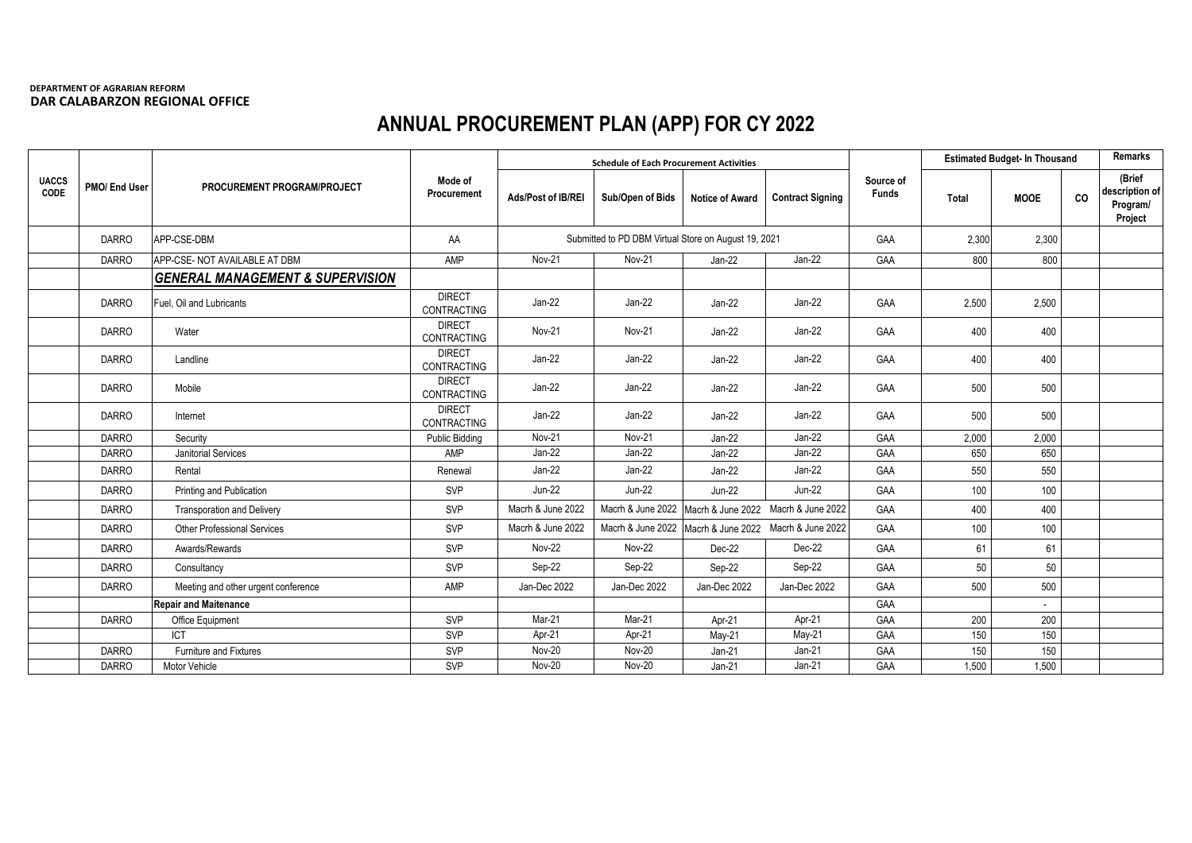**DEPARTMENT OF AGRARIAN REFORM**
**DAR CALABARZON REGIONAL OFFICE**

# ANNUAL PROCUREMENT PLAN (APP) FOR CY 2022

| UACCS CODE | PMO/ End User | PROCUREMENT PROGRAM/PROJECT | Mode of Procurement | Schedule of Each Procurement Activities | | | | Source of Funds | Estimated Budget- In Thousand | | | Remarks |
|---|---|---|---|---|---|---|---|---|---|---|---|---|
| | | | | Ads/Post of IB/REI | Sub/Open of Bids | Notice of Award | Contract Signing | | Total | MOOE | CO | (Brief description of Program/ Project |
| | DARRO | APP-CSE-DBM | AA | Submitted to PD DBM Virtual Store on August 19, 2021 | | | | GAA | 2,300 | 2,300 | | |
| | DARRO | APP-CSE- NOT AVAILABLE AT DBM | AMP | Nov-21 | Nov-21 | Jan-22 | Jan-22 | GAA | 800 | 800 | | |
| | | ***GENERAL MANAGEMENT & SUPERVISION*** | | | | | | | | | | |
| | DARRO | Fuel, Oil and Lubricants | DIRECT CONTRACTING | Jan-22 | Jan-22 | Jan-22 | Jan-22 | GAA | 2,500 | 2,500 | | |
| | DARRO | Water | DIRECT CONTRACTING | Nov-21 | Nov-21 | Jan-22 | Jan-22 | GAA | 400 | 400 | | |
| | DARRO | Landline | DIRECT CONTRACTING | Jan-22 | Jan-22 | Jan-22 | Jan-22 | GAA | 400 | 400 | | |
| | DARRO | Mobile | DIRECT CONTRACTING | Jan-22 | Jan-22 | Jan-22 | Jan-22 | GAA | 500 | 500 | | |
| | DARRO | Internet | DIRECT CONTRACTING | Jan-22 | Jan-22 | Jan-22 | Jan-22 | GAA | 500 | 500 | | |
| | DARRO | Security | Public Bidding | Nov-21 | Nov-21 | Jan-22 | Jan-22 | GAA | 2,000 | 2,000 | | |
| | DARRO | Janitorial Services | AMP | Jan-22 | Jan-22 | Jan-22 | Jan-22 | GAA | 650 | 650 | | |
| | DARRO | Rental | Renewal | Jan-22 | Jan-22 | Jan-22 | Jan-22 | GAA | 550 | 550 | | |
| | DARRO | Printing and Publication | SVP | Jun-22 | Jun-22 | Jun-22 | Jun-22 | GAA | 100 | 100 | | |
| | DARRO | Transporation and Delivery | SVP | Macrh & June 2022 | Macrh & June 2022 | Macrh & June 2022 | Macrh & June 2022 | GAA | 400 | 400 | | |
| | DARRO | Other Professional Services | SVP | Macrh & June 2022 | Macrh & June 2022 | Macrh & June 2022 | Macrh & June 2022 | GAA | 100 | 100 | | |
| | DARRO | Awards/Rewards | SVP | Nov-22 | Nov-22 | Dec-22 | Dec-22 | GAA | 61 | 61 | | |
| | DARRO | Consultancy | SVP | Sep-22 | Sep-22 | Sep-22 | Sep-22 | GAA | 50 | 50 | | |
| | DARRO | Meeting and other urgent conference | AMP | Jan-Dec 2022 | Jan-Dec 2022 | Jan-Dec 2022 | Jan-Dec 2022 | GAA | 500 | 500 | | |
| | | **Repair and Maitenance** | | | | | | GAA | | - | | |
| | DARRO | Office Equipment | SVP | Mar-21 | Mar-21 | Apr-21 | Apr-21 | GAA | 200 | 200 | | |
| | | ICT | SVP | Apr-21 | Apr-21 | May-21 | May-21 | GAA | 150 | 150 | | |
| | DARRO | Furniture and Fixtures | SVP | Nov-20 | Nov-20 | Jan-21 | Jan-21 | GAA | 150 | 150 | | |
| | DARRO | Motor Vehicle | SVP | Nov-20 | Nov-20 | Jan-21 | Jan-21 | GAA | 1,500 | 1,500 | | |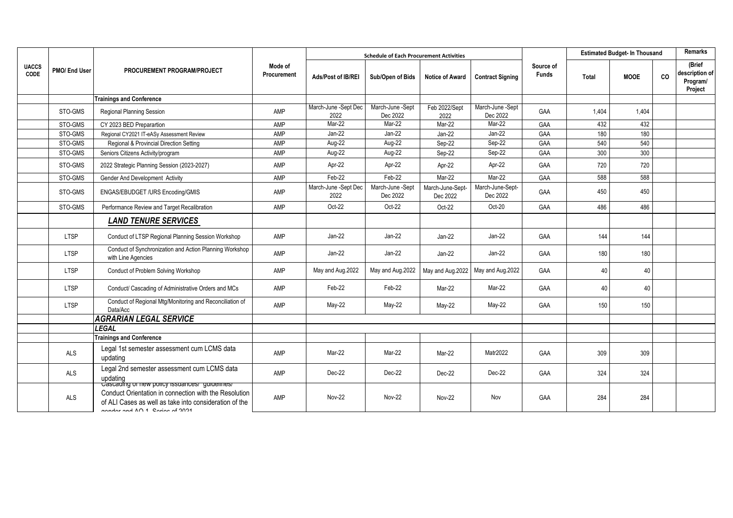| UACCS CODE | PMO/ End User | PROCUREMENT PROGRAM/PROJECT | Mode of Procurement | Schedule of Each Procurement Activities | | | | Source of Funds | Estimated Budget- In Thousand | | | Remarks |
|---|---|---|---|---|---|---|---|---|---|---|---|---|
| | | | | Ads/Post of IB/REI | Sub/Open of Bids | Notice of Award | Contract Signing | | Total | MOOE | CO | (Brief description of Program/ Project |
| | | **Trainings and Conference** | | | | | | | | | | |
| | STO-GMS | Regional Planning Session | AMP | March-June -Sept Dec 2022 | March-June -Sept Dec 2022 | Feb 2022/Sept 2022 | March-June -Sept Dec 2022 | GAA | 1,404 | 1,404 | | |
| | STO-GMS | CY 2023 BED Preparartion | AMP | Mar-22 | Mar-22 | Mar-22 | Mar-22 | GAA | 432 | 432 | | |
| | STO-GMS | Regional CY2021 IT-eASy Assessment Review | AMP | Jan-22 | Jan-22 | Jan-22 | Jan-22 | GAA | 180 | 180 | | |
| | STO-GMS | Regional & Provincial Direction Setting | AMP | Aug-22 | Aug-22 | Sep-22 | Sep-22 | GAA | 540 | 540 | | |
| | STO-GMS | Seniors Citizens Activity/program | AMP | Aug-22 | Aug-22 | Sep-22 | Sep-22 | GAA | 300 | 300 | | |
| | STO-GMS | 2022 Strategic Planning Session (2023-2027) | AMP | Apr-22 | Apr-22 | Apr-22 | Apr-22 | GAA | 720 | 720 | | |
| | STO-GMS | Gender And Development Activity | AMP | Feb-22 | Feb-22 | Mar-22 | Mar-22 | GAA | 588 | 588 | | |
| | STO-GMS | ENGAS/EBUDGET /URS Encoding/GMIS | AMP | March-June -Sept Dec 2022 | March-June -Sept Dec 2022 | March-June-Sept-Dec 2022 | March-June-Sept-Dec 2022 | GAA | 450 | 450 | | |
| | STO-GMS | Performance Review and Target Recalibration | AMP | Oct-22 | Oct-22 | Oct-22 | Oct-20 | GAA | 486 | 486 | | |
| | | ***LAND TENURE SERVICES*** | | | | | | | | | | |
| | LTSP | Conduct of LTSP Regional Planning Session Workshop | AMP | Jan-22 | Jan-22 | Jan-22 | Jan-22 | GAA | 144 | 144 | | |
| | LTSP | Conduct of Synchronization and Action Planning Workshop with Line Agencies | AMP | Jan-22 | Jan-22 | Jan-22 | Jan-22 | GAA | 180 | 180 | | |
| | LTSP | Conduct of Problem Solving Workshop | AMP | May and Aug.2022 | May and Aug.2022 | May and Aug.2022 | May and Aug.2022 | GAA | 40 | 40 | | |
| | LTSP | Conduct/ Cascading of Administrative Orders and MCs | AMP | Feb-22 | Feb-22 | Mar-22 | Mar-22 | GAA | 40 | 40 | | |
| | LTSP | Conduct of Regional Mtg/Monitoring and Reconciliation of Data/Acc | AMP | May-22 | May-22 | May-22 | May-22 | GAA | 150 | 150 | | |
| | | ***AGRARIAN LEGAL SERVICE*** | | | | | | | | | | |
| | | ***LEGAL*** | | | | | | | | | | |
| | | **Trainings and Conference** | | | | | | | | | | |
| | ALS | Legal 1st semester assessment cum LCMS data updating | AMP | Mar-22 | Mar-22 | Mar-22 | Matr2022 | GAA | 309 | 309 | | |
| | ALS | Legal 2nd semester assessment cum LCMS data updating | AMP | Dec-22 | Dec-22 | Dec-22 | Dec-22 | GAA | 324 | 324 | | |
| | ALS | Cascading of new policy issuances/ guidelines/ Conduct Orientation in connection with the Resolution of ALI Cases as well as take into consideration of the gender and AO 1, Series of 2021 | AMP | Nov-22 | Nov-22 | Nov-22 | Nov | GAA | 284 | 284 | | |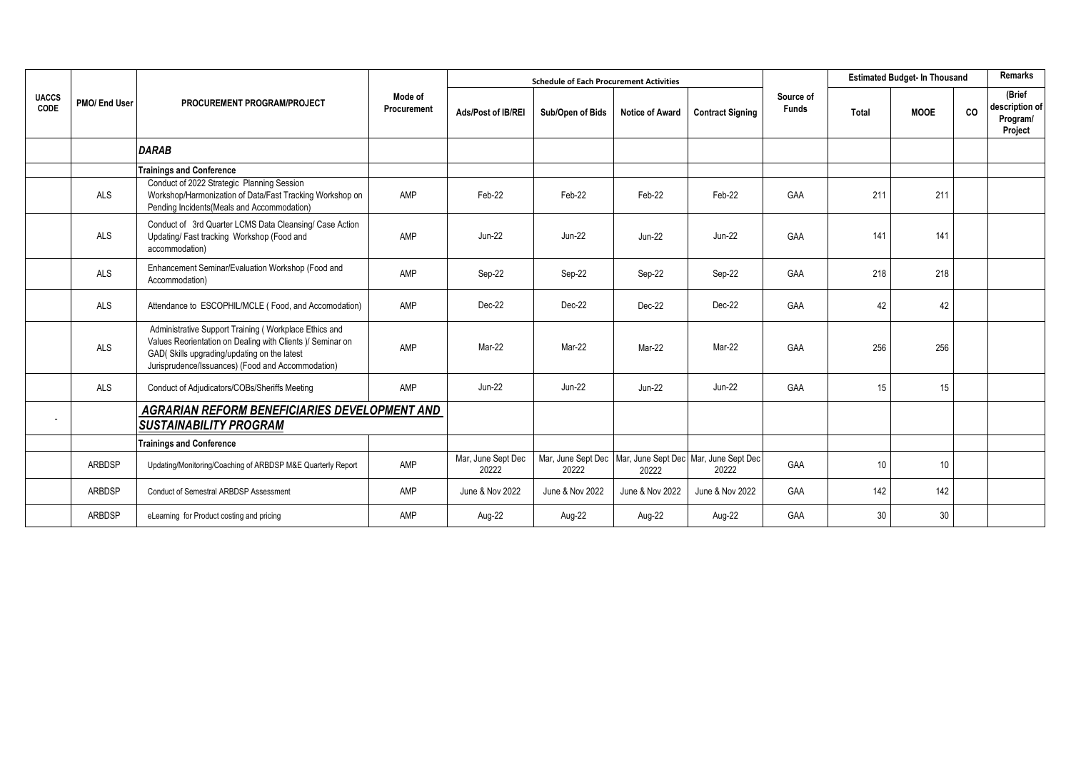| UACCS CODE | PMO/ End User | PROCUREMENT PROGRAM/PROJECT | Mode of Procurement | Schedule of Each Procurement Activities | | | | Source of Funds | Estimated Budget- In Thousand | | | Remarks |
|---|---|---|---|---|---|---|---|---|---|---|---|---|
| | | | | Ads/Post of IB/REI | Sub/Open of Bids | Notice of Award | Contract Signing | | Total | MOOE | CO | (Brief description of Program/ Project |
| | | ***DARAB*** | | | | | | | | | | |
| | | **Trainings and Conference** | | | | | | | | | | |
| | ALS | Conduct of 2022 Strategic Planning Session Workshop/Harmonization of Data/Fast Tracking Workshop on Pending Incidents(Meals and Accommodation) | AMP | Feb-22 | Feb-22 | Feb-22 | Feb-22 | GAA | 211 | 211 | | |
| | ALS | Conduct of 3rd Quarter LCMS Data Cleansing/ Case Action Updating/ Fast tracking Workshop (Food and accommodation) | AMP | Jun-22 | Jun-22 | Jun-22 | Jun-22 | GAA | 141 | 141 | | |
| | ALS | Enhancement Seminar/Evaluation Workshop (Food and Accommodation) | AMP | Sep-22 | Sep-22 | Sep-22 | Sep-22 | GAA | 218 | 218 | | |
| | ALS | Attendance to ESCOPHIL/MCLE ( Food, and Accomodation) | AMP | Dec-22 | Dec-22 | Dec-22 | Dec-22 | GAA | 42 | 42 | | |
| | ALS | Administrative Support Training ( Workplace Ethics and Values Reorientation on Dealing with Clients )/ Seminar on GAD( Skills upgrading/updating on the latest Jurisprudence/Issuances) (Food and Accommodation) | AMP | Mar-22 | Mar-22 | Mar-22 | Mar-22 | GAA | 256 | 256 | | |
| | ALS | Conduct of Adjudicators/COBs/Sheriffs Meeting | AMP | Jun-22 | Jun-22 | Jun-22 | Jun-22 | GAA | 15 | 15 | | |
| - | | ***AGRARIAN REFORM BENEFICIARIES DEVELOPMENT AND SUSTAINABILITY PROGRAM*** | | | | | | | | | | |
| | | **Trainings and Conference** | | | | | | | | | | |
| | ARBDSP | Updating/Monitoring/Coaching of ARBDSP M&E Quarterly Report | AMP | Mar, June Sept Dec 20222 | Mar, June Sept Dec 20222 | Mar, June Sept Dec 20222 | Mar, June Sept Dec 20222 | GAA | 10 | 10 | | |
| | ARBDSP | Conduct of Semestral ARBDSP Assessment | AMP | June & Nov 2022 | June & Nov 2022 | June & Nov 2022 | June & Nov 2022 | GAA | 142 | 142 | | |
| | ARBDSP | eLearning for Product costing and pricing | AMP | Aug-22 | Aug-22 | Aug-22 | Aug-22 | GAA | 30 | 30 | | |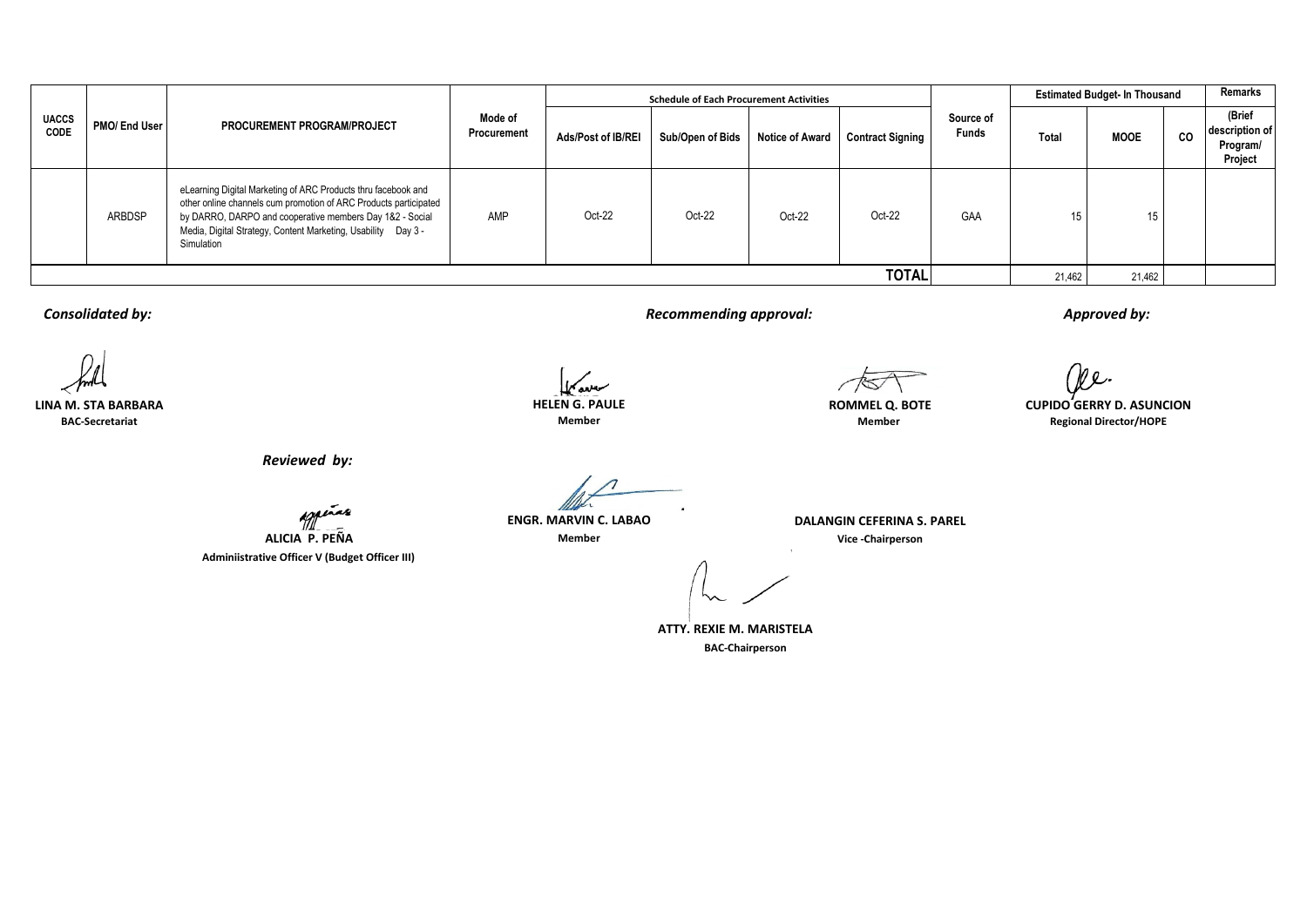| UACCS CODE | PMO/ End User | PROCUREMENT PROGRAM/PROJECT | Mode of Procurement | Schedule of Each Procurement Activities | | | | Source of Funds | Estimated Budget- In Thousand | | | Remarks |
|---|---|---|---|---|---|---|---|---|---|---|---|---|
| | | | | Ads/Post of IB/REI | Sub/Open of Bids | Notice of Award | Contract Signing | | Total | MOOE | CO | (Brief description of Program/ Project |
| | ARBDSP | eLearning Digital Marketing of ARC Products thru facebook and other online channels cum promotion of ARC Products participated by DARRO, DARPO and cooperative members Day 1&2 - Social Media, Digital Strategy, Content Marketing, Usability Day 3 - Simulation | AMP | Oct-22 | Oct-22 | Oct-22 | Oct-22 | GAA | 15 | 15 | | |
| | | | | | | | **TOTAL** | | 21,462 | 21,462 | | |

*Consolidated by:*

**LINA M. STA BARBARA**
**BAC-Secretariat**

*Recommending approval:*

**HELEN G. PAULE**
**Member**

**ROMMEL Q. BOTE**
**Member**

*Approved by:*

**CUPIDO GERRY D. ASUNCION**
**Regional Director/HOPE**

*Reviewed by:*

**ALICIA P. PEÑA**
**Adminiistrative Officer V (Budget Officer III)**

**ENGR. MARVIN C. LABAO**
**Member**

**DALANGIN CEFERINA S. PAREL**
**Vice -Chairperson**

**ATTY. REXIE M. MARISTELA**
**BAC-Chairperson**